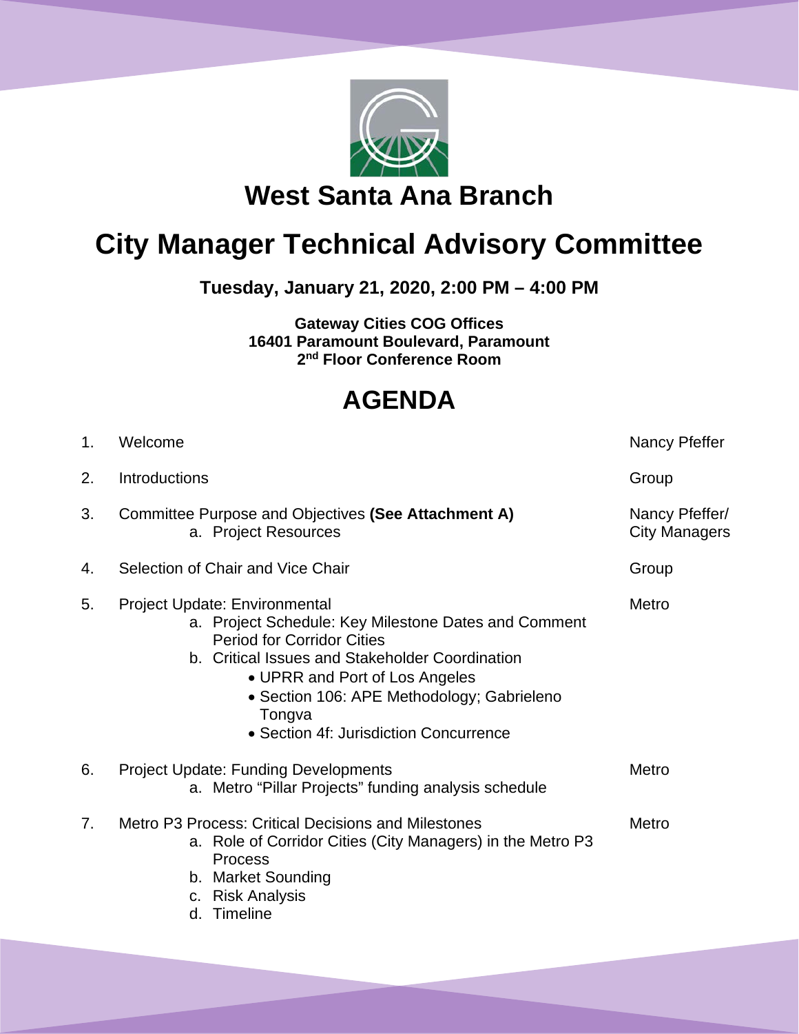# West Santa Ana Branch

# City Manager Technical Advisory Committee

**Tuesday, January 21, 2020, 2:00 PM – 4:00 PM**

**Gateway Cities COG Offices**
**16401 Paramount Boulevard, Paramount**
**2nd Floor Conference Room**

## AGENDA

| | | |
|---|---|---|
| 1. | Welcome | Nancy Pfeffer |
| 2. | Introductions | Group |
| 3. | Committee Purpose and Objectives **(See Attachment A)**<br>a. Project Resources | Nancy Pfeffer/ City Managers |
| 4. | Selection of Chair and Vice Chair | Group |
| 5. | Project Update: Environmental<br>a. Project Schedule: Key Milestone Dates and Comment Period for Corridor Cities<br>b. Critical Issues and Stakeholder Coordination<br>• UPRR and Port of Los Angeles<br>• Section 106: APE Methodology; Gabrieleno Tongva<br>• Section 4f: Jurisdiction Concurrence | Metro |
| 6. | Project Update: Funding Developments<br>a. Metro "Pillar Projects" funding analysis schedule | Metro |
| 7. | Metro P3 Process: Critical Decisions and Milestones<br>a. Role of Corridor Cities (City Managers) in the Metro P3 Process<br>b. Market Sounding<br>c. Risk Analysis<br>d. Timeline | Metro |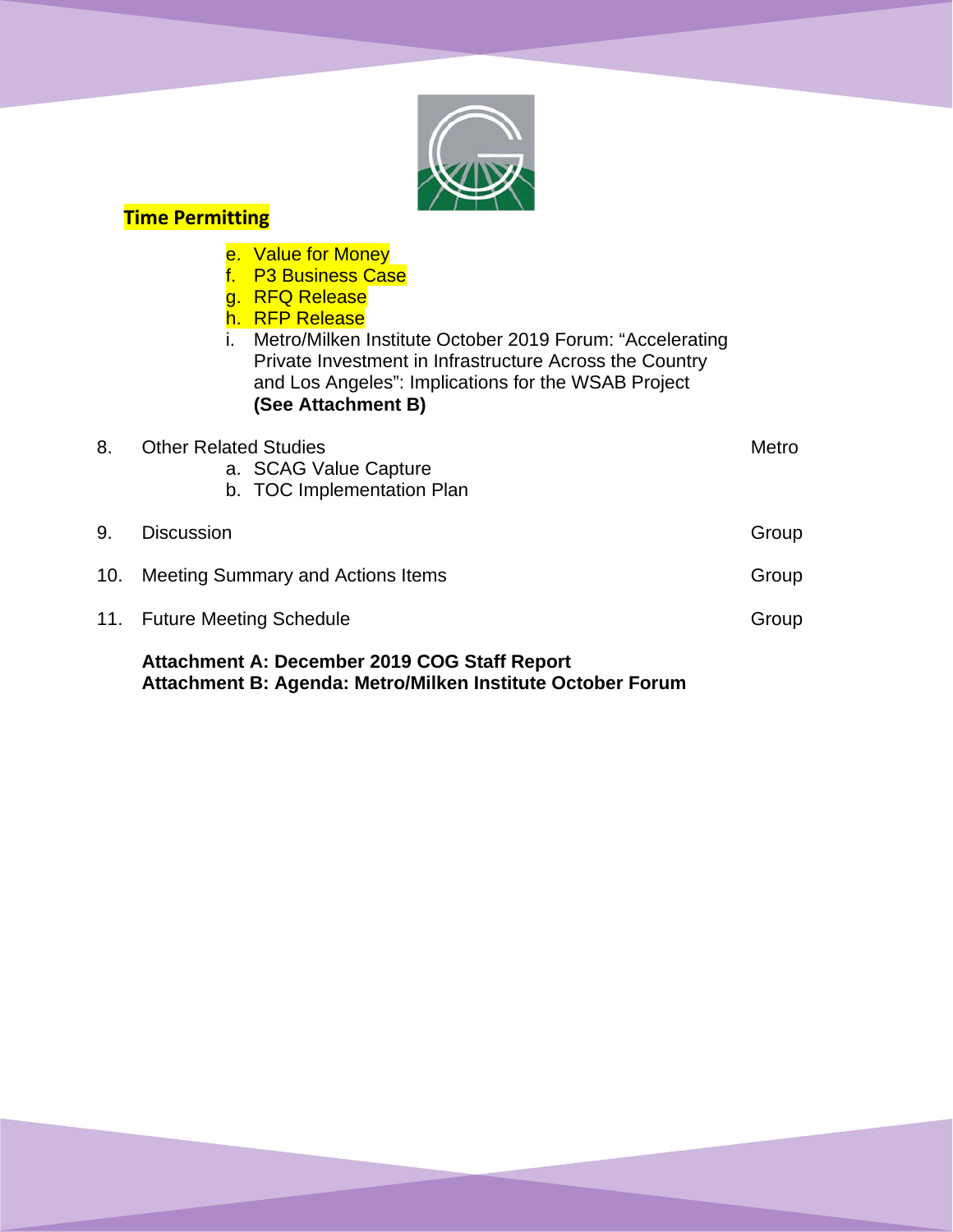**Time Permitting**

e. Value for Money
f. P3 Business Case
g. RFQ Release
h. RFP Release
i. Metro/Milken Institute October 2019 Forum: "Accelerating Private Investment in Infrastructure Across the Country and Los Angeles": Implications for the WSAB Project **(See Attachment B)**

8. Other Related Studies — Metro
   a. SCAG Value Capture
   b. TOC Implementation Plan

9. Discussion — Group

10. Meeting Summary and Actions Items — Group

11. Future Meeting Schedule — Group

**Attachment A: December 2019 COG Staff Report**
**Attachment B: Agenda: Metro/Milken Institute October Forum**